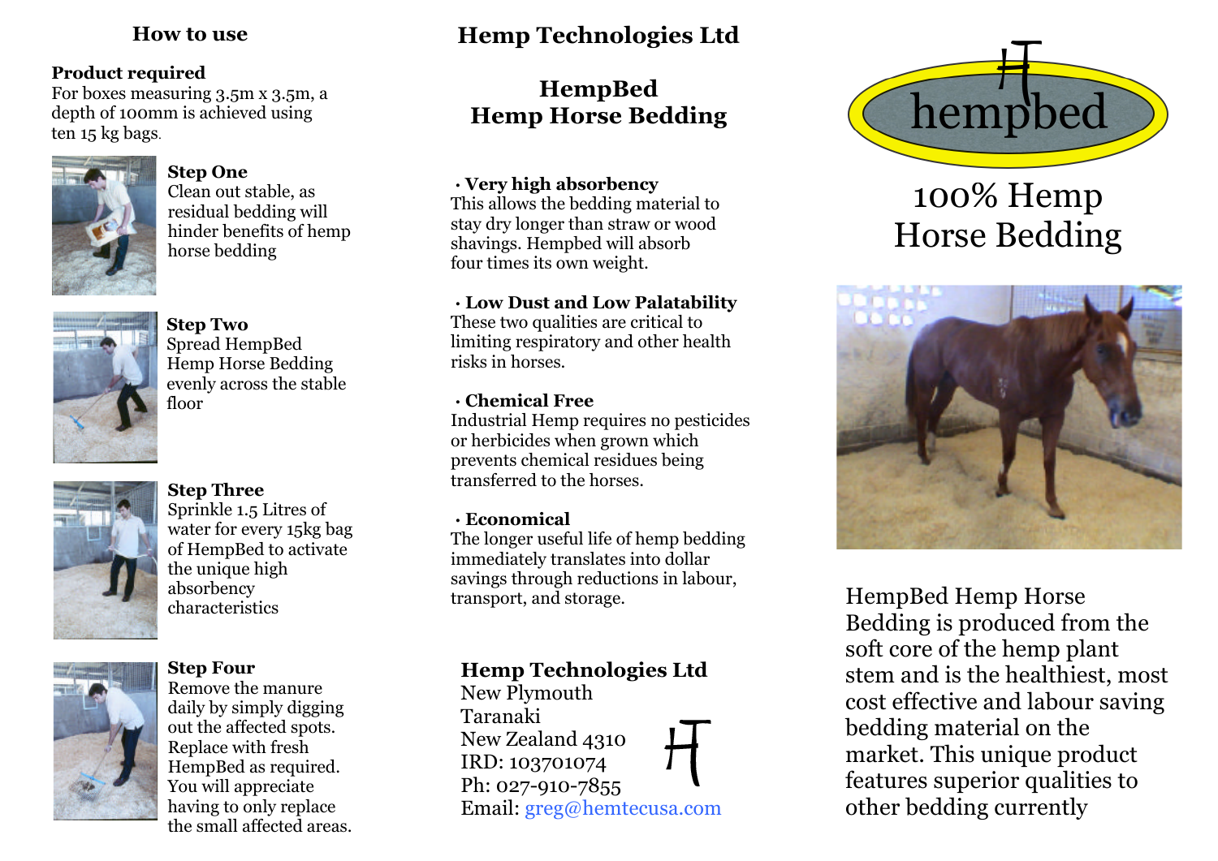## How to use

**Product required**
For boxes measuring 3.5m x 3.5m, a depth of 100mm is achieved using ten 15 kg bags.

**Step One**
Clean out stable, as residual bedding will hinder benefits of hemp horse bedding

**Step Two**
Spread HempBed Hemp Horse Bedding evenly across the stable floor

**Step Three**
Sprinkle 1.5 Litres of water for every 15kg bag of HempBed to activate the unique high absorbency characteristics

**Step Four**
Remove the manure daily by simply digging out the affected spots. Replace with fresh HempBed as required. You will appreciate having to only replace the small affected areas.

# Hemp Technologies Ltd

## HempBed Hemp Horse Bedding

· **Very high absorbency**
This allows the bedding material to stay dry longer than straw or wood shavings. Hempbed will absorb four times its own weight.

· **Low Dust and Low Palatability**
These two qualities are critical to limiting respiratory and other health risks in horses.

· **Chemical Free**
Industrial Hemp requires no pesticides or herbicides when grown which prevents chemical residues being transferred to the horses.

· **Economical**
The longer useful life of hemp bedding immediately translates into dollar savings through reductions in labour, transport, and storage.

**Hemp Technologies Ltd**
New Plymouth
Taranaki
New Zealand 4310
IRD: 103701074
Ph: 027-910-7855
Email: greg@hemtecusa.com

hempbed

# 100% Hemp Horse Bedding

HempBed Hemp Horse Bedding is produced from the soft core of the hemp plant stem and is the healthiest, most cost effective and labour saving bedding material on the market. This unique product features superior qualities to other bedding currently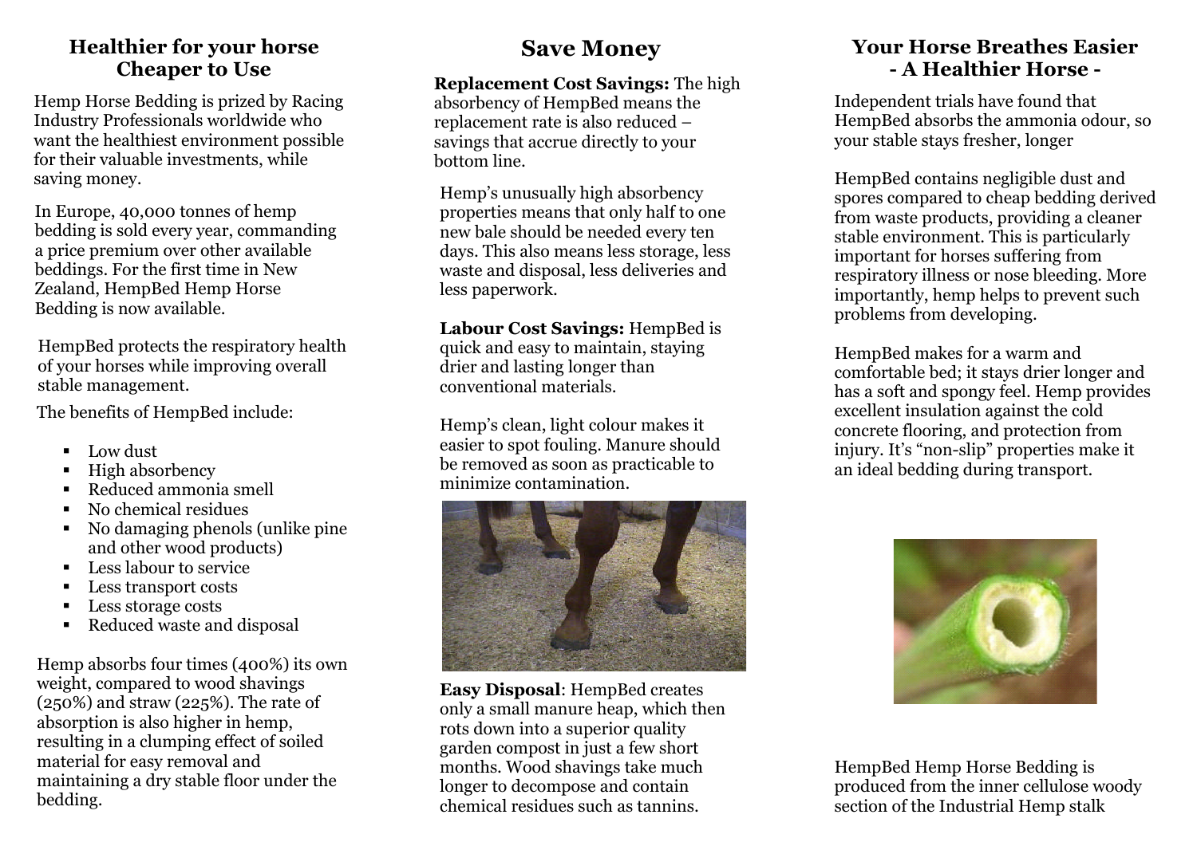## Healthier for your horse
## Cheaper to Use

Hemp Horse Bedding is prized by Racing Industry Professionals worldwide who want the healthiest environment possible for their valuable investments, while saving money.

In Europe, 40,000 tonnes of hemp bedding is sold every year, commanding a price premium over other available beddings. For the first time in New Zealand, HempBed Hemp Horse Bedding is now available.

HempBed protects the respiratory health of your horses while improving overall stable management.

The benefits of HempBed include:

- Low dust
- High absorbency
- Reduced ammonia smell
- No chemical residues
- No damaging phenols (unlike pine and other wood products)
- Less labour to service
- Less transport costs
- Less storage costs
- Reduced waste and disposal

Hemp absorbs four times (400%) its own weight, compared to wood shavings (250%) and straw (225%). The rate of absorption is also higher in hemp, resulting in a clumping effect of soiled material for easy removal and maintaining a dry stable floor under the bedding.

## Save Money

**Replacement Cost Savings:** The high absorbency of HempBed means the replacement rate is also reduced – savings that accrue directly to your bottom line.

Hemp's unusually high absorbency properties means that only half to one new bale should be needed every ten days. This also means less storage, less waste and disposal, less deliveries and less paperwork.

**Labour Cost Savings:** HempBed is quick and easy to maintain, staying drier and lasting longer than conventional materials.

Hemp's clean, light colour makes it easier to spot fouling. Manure should be removed as soon as practicable to minimize contamination.

**Easy Disposal**: HempBed creates only a small manure heap, which then rots down into a superior quality garden compost in just a few short months. Wood shavings take much longer to decompose and contain chemical residues such as tannins.

## Your Horse Breathes Easier
## - A Healthier Horse -

Independent trials have found that HempBed absorbs the ammonia odour, so your stable stays fresher, longer

HempBed contains negligible dust and spores compared to cheap bedding derived from waste products, providing a cleaner stable environment. This is particularly important for horses suffering from respiratory illness or nose bleeding. More importantly, hemp helps to prevent such problems from developing.

HempBed makes for a warm and comfortable bed; it stays drier longer and has a soft and spongy feel. Hemp provides excellent insulation against the cold concrete flooring, and protection from injury. It's "non-slip" properties make it an ideal bedding during transport.

HempBed Hemp Horse Bedding is produced from the inner cellulose woody section of the Industrial Hemp stalk